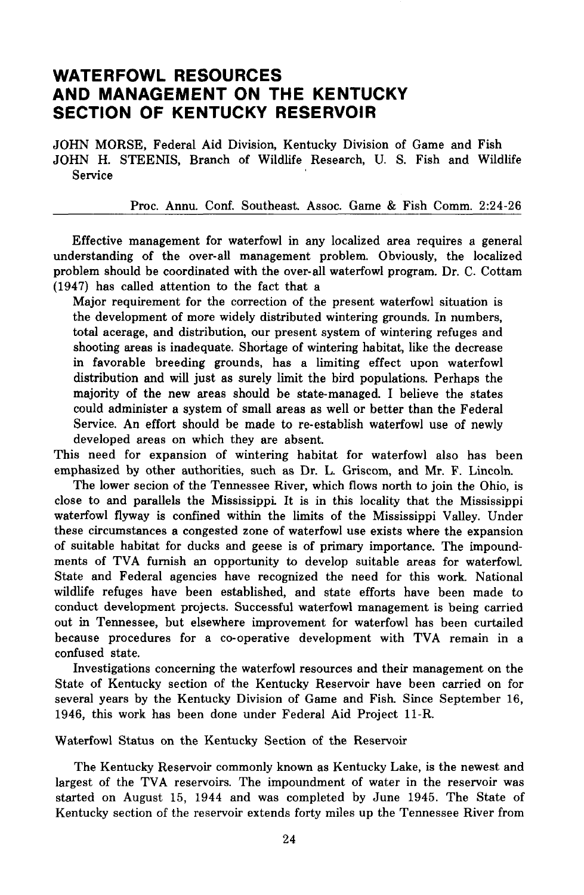# WATERFOWL RESOURCES AND MANAGEMENT ON THE KENTUCKY SECTION OF KENTUCKY RESERVOIR

JOHN MORSE, Federal Aid Division, Kentucky Division of Game and Fish
JOHN H. STEENIS, Branch of Wildlife Research, U. S. Fish and Wildlife Service

Proc. Annu. Conf. Southeast. Assoc. Game & Fish Comm. 2:24-26

Effective management for waterfowl in any localized area requires a general understanding of the over-all management problem. Obviously, the localized problem should be coordinated with the over-all waterfowl program. Dr. C. Cottam (1947) has called attention to the fact that a

> Major requirement for the correction of the present waterfowl situation is the development of more widely distributed wintering grounds. In numbers, total acerage, and distribution, our present system of wintering refuges and shooting areas is inadequate. Shortage of wintering habitat, like the decrease in favorable breeding grounds, has a limiting effect upon waterfowl distribution and will just as surely limit the bird populations. Perhaps the majority of the new areas should be state-managed. I believe the states could administer a system of small areas as well or better than the Federal Service. An effort should be made to re-establish waterfowl use of newly developed areas on which they are absent.

This need for expansion of wintering habitat for waterfowl also has been emphasized by other authorities, such as Dr. L. Griscom, and Mr. F. Lincoln.

The lower secion of the Tennessee River, which flows north to join the Ohio, is close to and parallels the Mississippi. It is in this locality that the Mississippi waterfowl flyway is confined within the limits of the Mississippi Valley. Under these circumstances a congested zone of waterfowl use exists where the expansion of suitable habitat for ducks and geese is of primary importance. The impoundments of TVA furnish an opportunity to develop suitable areas for waterfowl. State and Federal agencies have recognized the need for this work. National wildlife refuges have been established, and state efforts have been made to conduct development projects. Successful waterfowl management is being carried out in Tennessee, but elsewhere improvement for waterfowl has been curtailed because procedures for a co-operative development with TVA remain in a confused state.

Investigations concerning the waterfowl resources and their management on the State of Kentucky section of the Kentucky Reservoir have been carried on for several years by the Kentucky Division of Game and Fish. Since September 16, 1946, this work has been done under Federal Aid Project 11-R.

## Waterfowl Status on the Kentucky Section of the Reservoir

The Kentucky Reservoir commonly known as Kentucky Lake, is the newest and largest of the TVA reservoirs. The impoundment of water in the reservoir was started on August 15, 1944 and was completed by June 1945. The State of Kentucky section of the reservoir extends forty miles up the Tennessee River from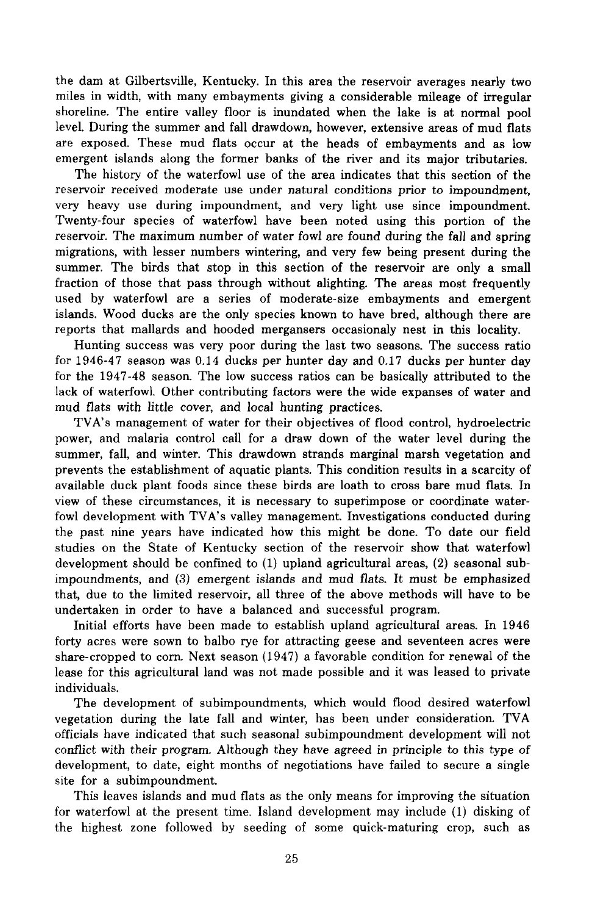the dam at Gilbertsville, Kentucky. In this area the reservoir averages nearly two miles in width, with many embayments giving a considerable mileage of irregular shoreline. The entire valley floor is inundated when the lake is at normal pool level. During the summer and fall drawdown, however, extensive areas of mud flats are exposed. These mud flats occur at the heads of embayments and as low emergent islands along the former banks of the river and its major tributaries.

The history of the waterfowl use of the area indicates that this section of the reservoir received moderate use under natural conditions prior to impoundment, very heavy use during impoundment, and very light use since impoundment. Twenty-four species of waterfowl have been noted using this portion of the reservoir. The maximum number of water fowl are found during the fall and spring migrations, with lesser numbers wintering, and very few being present during the summer. The birds that stop in this section of the reservoir are only a small fraction of those that pass through without alighting. The areas most frequently used by waterfowl are a series of moderate-size embayments and emergent islands. Wood ducks are the only species known to have bred, although there are reports that mallards and hooded mergansers occasionaly nest in this locality.

Hunting success was very poor during the last two seasons. The success ratio for 1946-47 season was 0.14 ducks per hunter day and 0.17 ducks per hunter day for the 1947-48 season. The low success ratios can be basically attributed to the lack of waterfowl. Other contributing factors were the wide expanses of water and mud flats with little cover, and local hunting practices.

TVA's management of water for their objectives of flood control, hydroelectric power, and malaria control call for a draw down of the water level during the summer, fall, and winter. This drawdown strands marginal marsh vegetation and prevents the establishment of aquatic plants. This condition results in a scarcity of available duck plant foods since these birds are loath to cross bare mud flats. In view of these circumstances, it is necessary to superimpose or coordinate waterfowl development with TVA's valley management. Investigations conducted during the past nine years have indicated how this might be done. To date our field studies on the State of Kentucky section of the reservoir show that waterfowl development should be confined to (1) upland agricultural areas, (2) seasonal subimpoundments, and (3) emergent islands and mud flats. It must be emphasized that, due to the limited reservoir, all three of the above methods will have to be undertaken in order to have a balanced and successful program.

Initial efforts have been made to establish upland agricultural areas. In 1946 forty acres were sown to balbo rye for attracting geese and seventeen acres were share-cropped to corn. Next season (1947) a favorable condition for renewal of the lease for this agricultural land was not made possible and it was leased to private individuals.

The development of subimpoundments, which would flood desired waterfowl vegetation during the late fall and winter, has been under consideration. TVA officials have indicated that such seasonal subimpoundment development will not conflict with their program. Although they have agreed in principle to this type of development, to date, eight months of negotiations have failed to secure a single site for a subimpoundment.

This leaves islands and mud flats as the only means for improving the situation for waterfowl at the present time. Island development may include (1) disking of the highest zone followed by seeding of some quick-maturing crop, such as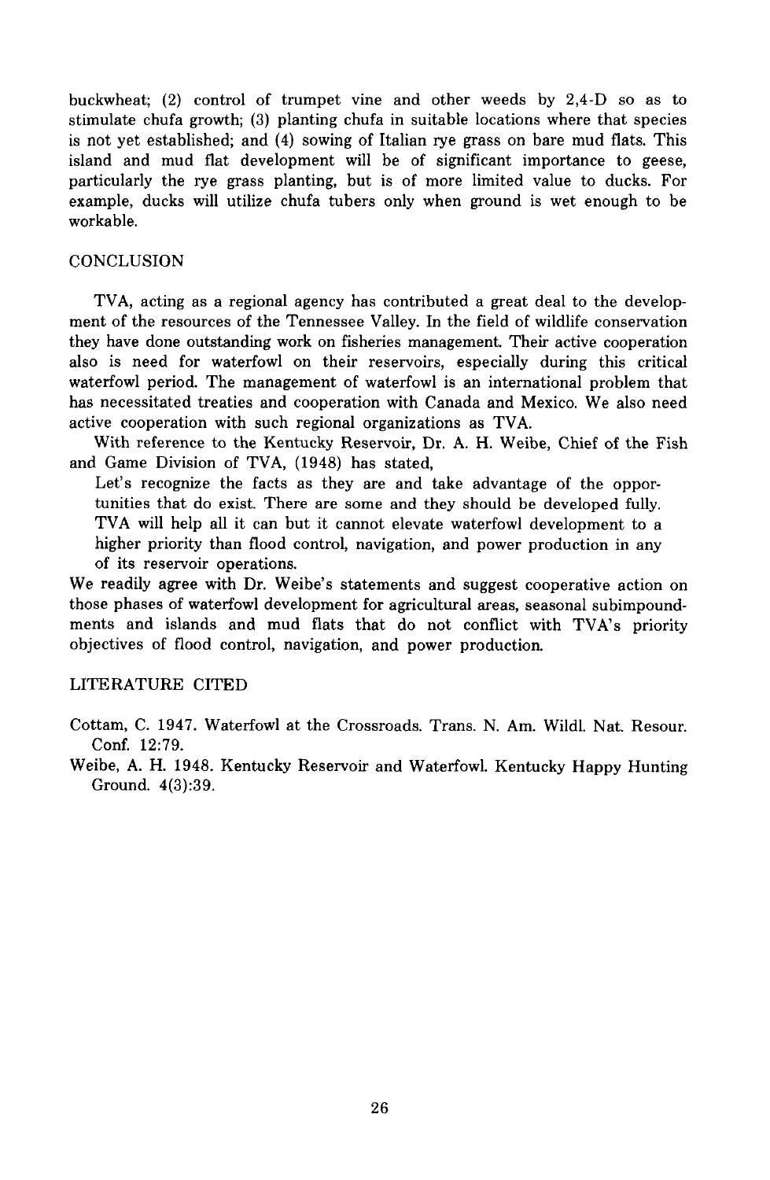buckwheat; (2) control of trumpet vine and other weeds by 2,4-D so as to stimulate chufa growth; (3) planting chufa in suitable locations where that species is not yet established; and (4) sowing of Italian rye grass on bare mud flats. This island and mud flat development will be of significant importance to geese, particularly the rye grass planting, but is of more limited value to ducks. For example, ducks will utilize chufa tubers only when ground is wet enough to be workable.

## CONCLUSION

TVA, acting as a regional agency has contributed a great deal to the development of the resources of the Tennessee Valley. In the field of wildlife conservation they have done outstanding work on fisheries management. Their active cooperation also is need for waterfowl on their reservoirs, especially during this critical waterfowl period. The management of waterfowl is an international problem that has necessitated treaties and cooperation with Canada and Mexico. We also need active cooperation with such regional organizations as TVA.

With reference to the Kentucky Reservoir, Dr. A. H. Weibe, Chief of the Fish and Game Division of TVA, (1948) has stated,

> Let's recognize the facts as they are and take advantage of the opportunities that do exist. There are some and they should be developed fully. TVA will help all it can but it cannot elevate waterfowl development to a higher priority than flood control, navigation, and power production in any of its reservoir operations.

We readily agree with Dr. Weibe's statements and suggest cooperative action on those phases of waterfowl development for agricultural areas, seasonal subimpoundments and islands and mud flats that do not conflict with TVA's priority objectives of flood control, navigation, and power production.

## LITERATURE CITED

Cottam, C. 1947. Waterfowl at the Crossroads. Trans. N. Am. Wildl. Nat. Resour. Conf. 12:79.

Weibe, A. H. 1948. Kentucky Reservoir and Waterfowl. Kentucky Happy Hunting Ground. 4(3):39.